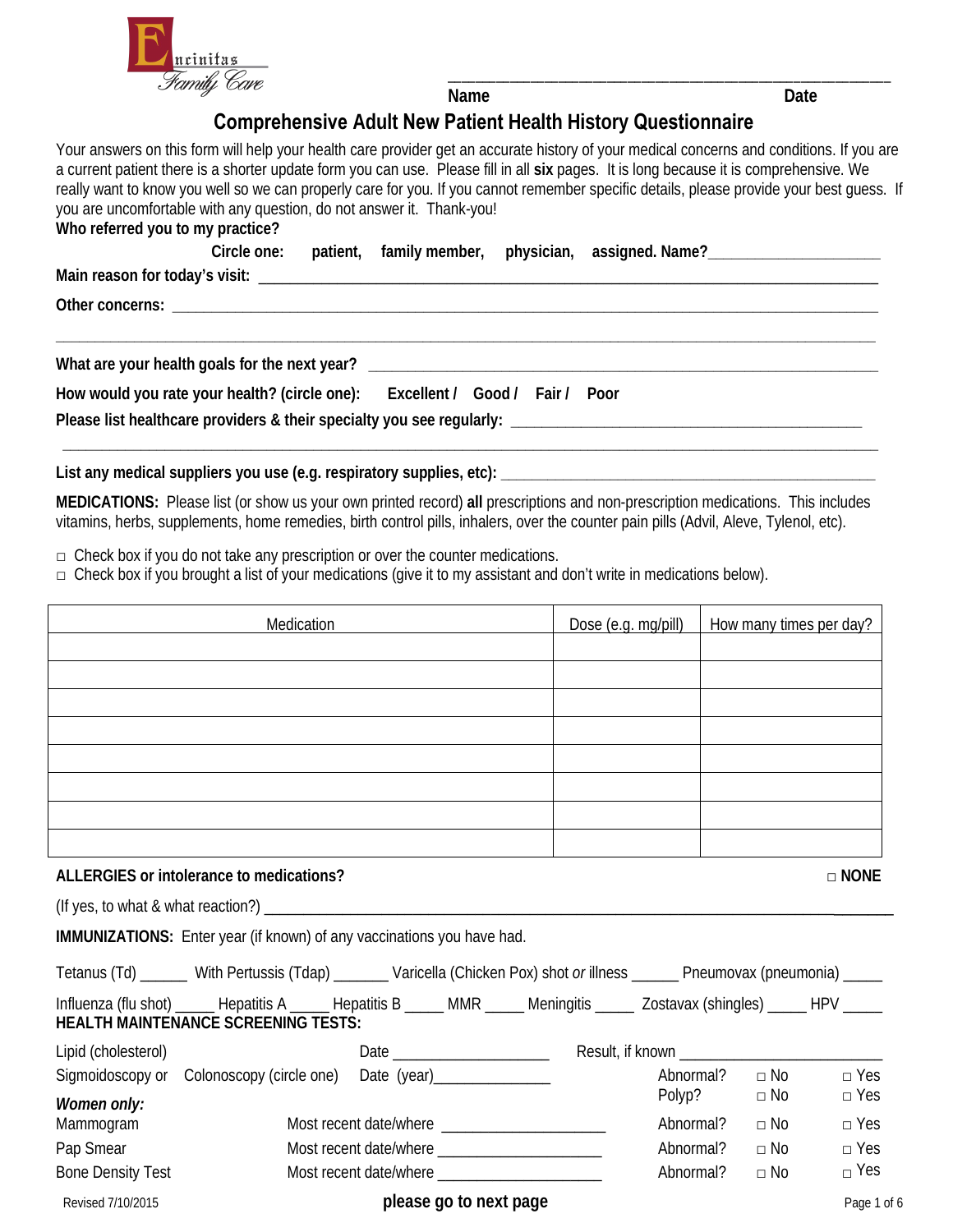Encinitas Family Care

\_\_\_\_\_\_\_\_\_\_\_\_\_\_\_\_\_\_\_\_\_\_\_\_\_\_\_\_\_\_\_\_\_\_\_\_\_\_\_\_\_\_\_\_\_\_\_\_

**Name** **Date**

# Comprehensive Adult New Patient Health History Questionnaire

Your answers on this form will help your health care provider get an accurate history of your medical concerns and conditions. If you are a current patient there is a shorter update form you can use. Please fill in all **six** pages. It is long because it is comprehensive. We really want to know you well so we can properly care for you. If you cannot remember specific details, please provide your best guess. If you are uncomfortable with any question, do not answer it. Thank-you!

**Who referred you to my practice?**

**Circle one: patient, family member, physician, assigned. Name?**\_\_\_\_\_\_\_\_\_\_\_\_\_\_\_\_\_\_\_\_

**Main reason for today's visit:** \_\_\_\_\_\_\_\_\_\_\_\_\_\_\_\_\_\_\_\_\_\_\_\_\_\_\_\_\_\_\_\_\_\_\_\_\_\_\_\_\_\_\_\_\_\_\_\_\_\_\_\_\_\_\_\_\_\_\_\_

**Other concerns:** \_\_\_\_\_\_\_\_\_\_\_\_\_\_\_\_\_\_\_\_\_\_\_\_\_\_\_\_\_\_\_\_\_\_\_\_\_\_\_\_\_\_\_\_\_\_\_\_\_\_\_\_\_\_\_\_\_\_\_\_\_\_\_\_

\_\_\_\_\_\_\_\_\_\_\_\_\_\_\_\_\_\_\_\_\_\_\_\_\_\_\_\_\_\_\_\_\_\_\_\_\_\_\_\_\_\_\_\_\_\_\_\_\_\_\_\_\_\_\_\_\_\_\_\_\_\_\_\_\_\_\_\_\_\_\_\_\_\_\_\_\_\_

**What are your health goals for the next year?** \_\_\_\_\_\_\_\_\_\_\_\_\_\_\_\_\_\_\_\_\_\_\_\_\_\_\_\_\_\_\_\_\_\_\_\_\_\_\_\_\_\_\_\_

**How would you rate your health? (circle one): Excellent / Good / Fair / Poor**

**Please list healthcare providers & their specialty you see regularly:** \_\_\_\_\_\_\_\_\_\_\_\_\_\_\_\_\_\_\_\_\_\_\_\_\_\_\_\_\_\_\_\_\_\_\_\_

\_\_\_\_\_\_\_\_\_\_\_\_\_\_\_\_\_\_\_\_\_\_\_\_\_\_\_\_\_\_\_\_\_\_\_\_\_\_\_\_\_\_\_\_\_\_\_\_\_\_\_\_\_\_\_\_\_\_\_\_\_\_\_\_\_\_\_\_\_\_\_\_\_\_\_\_\_\_

**List any medical suppliers you use (e.g. respiratory supplies, etc):** \_\_\_\_\_\_\_\_\_\_\_\_\_\_\_\_\_\_\_\_\_\_\_\_\_\_\_\_\_\_\_\_\_\_\_\_\_\_

**MEDICATIONS:** Please list (or show us your own printed record) **all** prescriptions and non-prescription medications. This includes vitamins, herbs, supplements, home remedies, birth control pills, inhalers, over the counter pain pills (Advil, Aleve, Tylenol, etc).

□ Check box if you do not take any prescription or over the counter medications.
□ Check box if you brought a list of your medications (give it to my assistant and don't write in medications below).

| Medication | Dose (e.g. mg/pill) | How many times per day? |
|---|---|---|
| | | |
| | | |
| | | |
| | | |
| | | |
| | | |
| | | |
| | | |

**ALLERGIES or intolerance to medications?** □ **NONE**

(If yes, to what & what reaction?) \_\_\_\_\_\_\_\_\_\_\_\_\_\_\_\_\_\_\_\_\_\_\_\_\_\_\_\_\_\_\_\_\_\_\_\_\_\_\_\_\_\_\_\_\_\_\_\_\_\_\_\_\_\_\_\_\_\_\_\_

**IMMUNIZATIONS:** Enter year (if known) of any vaccinations you have had.

Tetanus (Td) \_\_\_\_\_\_ With Pertussis (Tdap) \_\_\_\_\_\_\_ Varicella (Chicken Pox) shot *or* illness \_\_\_\_\_\_ Pneumovax (pneumonia) \_\_\_\_\_

Influenza (flu shot) \_\_\_\_\_ Hepatitis A \_\_\_\_\_ Hepatitis B \_\_\_\_\_ MMR \_\_\_\_\_ Meningitis \_\_\_\_\_ Zostavax (shingles) \_\_\_\_\_ HPV \_\_\_\_\_

**HEALTH MAINTENANCE SCREENING TESTS:**

Lipid (cholesterol) Date \_\_\_\_\_\_\_\_\_\_\_\_\_\_\_\_\_\_\_\_ Result, if known \_\_\_\_\_\_\_\_\_\_\_\_\_\_\_\_\_\_\_\_\_\_\_\_\_

Sigmoidoscopy or Colonoscopy (circle one) Date (year)\_\_\_\_\_\_\_\_\_\_\_\_\_\_\_ Abnormal? □ No □ Yes

Polyp? □ No □ Yes

***Women only:***

Mammogram Most recent date/where \_\_\_\_\_\_\_\_\_\_\_\_\_\_\_\_\_\_\_\_\_\_ Abnormal? □ No □ Yes

Pap Smear Most recent date/where \_\_\_\_\_\_\_\_\_\_\_\_\_\_\_\_\_\_\_\_\_\_ Abnormal? □ No □ Yes

Bone Density Test Most recent date/where \_\_\_\_\_\_\_\_\_\_\_\_\_\_\_\_\_\_\_\_\_\_ Abnormal? □ No □ Yes

Revised 7/10/2015

**please go to next page**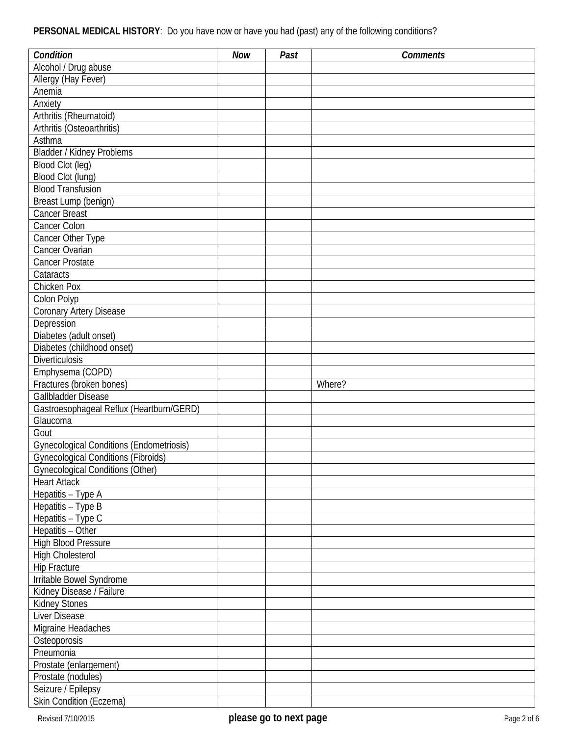**PERSONAL MEDICAL HISTORY**: Do you have now or have you had (past) any of the following conditions?

| *Condition* | *Now* | *Past* | *Comments* |
|---|---|---|---|
| Alcohol / Drug abuse | | | |
| Allergy (Hay Fever) | | | |
| Anemia | | | |
| Anxiety | | | |
| Arthritis (Rheumatoid) | | | |
| Arthritis (Osteoarthritis) | | | |
| Asthma | | | |
| Bladder / Kidney Problems | | | |
| Blood Clot (leg) | | | |
| Blood Clot (lung) | | | |
| Blood Transfusion | | | |
| Breast Lump (benign) | | | |
| Cancer Breast | | | |
| Cancer Colon | | | |
| Cancer Other Type | | | |
| Cancer Ovarian | | | |
| Cancer Prostate | | | |
| Cataracts | | | |
| Chicken Pox | | | |
| Colon Polyp | | | |
| Coronary Artery Disease | | | |
| Depression | | | |
| Diabetes (adult onset) | | | |
| Diabetes (childhood onset) | | | |
| Diverticulosis | | | |
| Emphysema (COPD) | | | |
| Fractures (broken bones) | | | Where? |
| Gallbladder Disease | | | |
| Gastroesophageal Reflux (Heartburn/GERD) | | | |
| Glaucoma | | | |
| Gout | | | |
| Gynecological Conditions (Endometriosis) | | | |
| Gynecological Conditions (Fibroids) | | | |
| Gynecological Conditions (Other) | | | |
| Heart Attack | | | |
| Hepatitis – Type A | | | |
| Hepatitis – Type B | | | |
| Hepatitis – Type C | | | |
| Hepatitis – Other | | | |
| High Blood Pressure | | | |
| High Cholesterol | | | |
| Hip Fracture | | | |
| Irritable Bowel Syndrome | | | |
| Kidney Disease / Failure | | | |
| Kidney Stones | | | |
| Liver Disease | | | |
| Migraine Headaches | | | |
| Osteoporosis | | | |
| Pneumonia | | | |
| Prostate (enlargement) | | | |
| Prostate (nodules) | | | |
| Seizure / Epilepsy | | | |
| Skin Condition (Eczema) | | | |

Revised 7/10/2015

**please go to next page**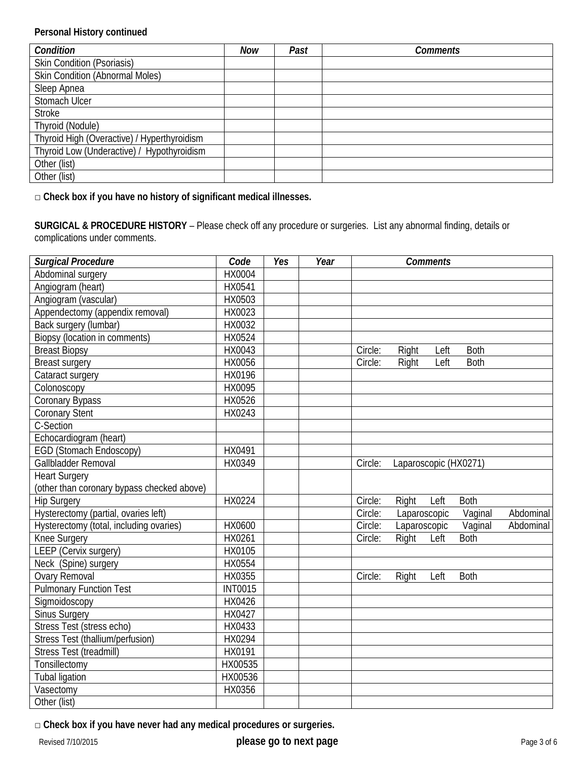**Personal History continued**

| *Condition* | *Now* | *Past* | *Comments* |
|---|---|---|---|
| Skin Condition (Psoriasis) | | | |
| Skin Condition (Abnormal Moles) | | | |
| Sleep Apnea | | | |
| Stomach Ulcer | | | |
| Stroke | | | |
| Thyroid (Nodule) | | | |
| Thyroid High (Overactive) / Hyperthyroidism | | | |
| Thyroid Low (Underactive) / Hypothyroidism | | | |
| Other (list) | | | |
| Other (list) | | | |

□ **Check box if you have no history of significant medical illnesses.**

**SURGICAL & PROCEDURE HISTORY** – Please check off any procedure or surgeries. List any abnormal finding, details or complications under comments.

| *Surgical Procedure* | *Code* | *Yes* | *Year* | *Comments* |
|---|---|---|---|---|
| Abdominal surgery | HX0004 | | | |
| Angiogram (heart) | HX0541 | | | |
| Angiogram (vascular) | HX0503 | | | |
| Appendectomy (appendix removal) | HX0023 | | | |
| Back surgery (lumbar) | HX0032 | | | |
| Biopsy (location in comments) | HX0524 | | | |
| Breast Biopsy | HX0043 | | | Circle: Right Left Both |
| Breast surgery | HX0056 | | | Circle: Right Left Both |
| Cataract surgery | HX0196 | | | |
| Colonoscopy | HX0095 | | | |
| Coronary Bypass | HX0526 | | | |
| Coronary Stent | HX0243 | | | |
| C-Section | | | | |
| Echocardiogram (heart) | | | | |
| EGD (Stomach Endoscopy) | HX0491 | | | |
| Gallbladder Removal | HX0349 | | | Circle: Laparoscopic (HX0271) |
| Heart Surgery (other than coronary bypass checked above) | | | | |
| Hip Surgery | HX0224 | | | Circle: Right Left Both |
| Hysterectomy (partial, ovaries left) | | | | Circle: Laparoscopic Vaginal Abdominal |
| Hysterectomy (total, including ovaries) | HX0600 | | | Circle: Laparoscopic Vaginal Abdominal |
| Knee Surgery | HX0261 | | | Circle: Right Left Both |
| LEEP (Cervix surgery) | HX0105 | | | |
| Neck (Spine) surgery | HX0554 | | | |
| Ovary Removal | HX0355 | | | Circle: Right Left Both |
| Pulmonary Function Test | INT0015 | | | |
| Sigmoidoscopy | HX0426 | | | |
| Sinus Surgery | HX0427 | | | |
| Stress Test (stress echo) | HX0433 | | | |
| Stress Test (thallium/perfusion) | HX0294 | | | |
| Stress Test (treadmill) | HX0191 | | | |
| Tonsillectomy | HX00535 | | | |
| Tubal ligation | HX00536 | | | |
| Vasectomy | HX0356 | | | |
| Other (list) | | | | |

□ **Check box if you have never had any medical procedures or surgeries.**

Revised 7/10/2015

**please go to next page**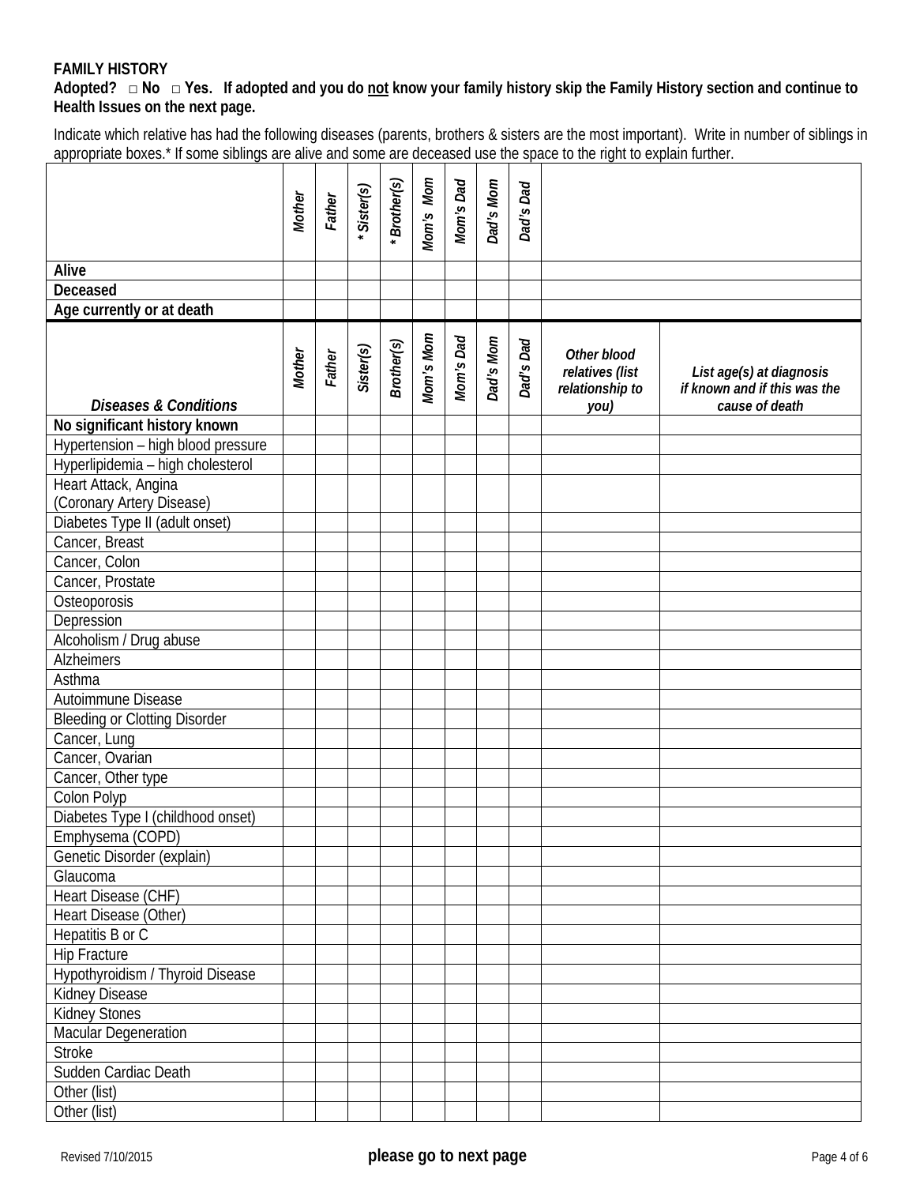**FAMILY HISTORY**

**Adopted? □ No □ Yes. If adopted and you do not know your family history skip the Family History section and continue to Health Issues on the next page.**

Indicate which relative has had the following diseases (parents, brothers & sisters are the most important). Write in number of siblings in appropriate boxes.* If some siblings are alive and some are deceased use the space to the right to explain further.

| | *Mother* | *Father* | *\* Sister(s)* | *\* Brother(s)* | *Mom's Mom* | *Mom's Dad* | *Dad's Mom* | *Dad's Dad* | |
|---|---|---|---|---|---|---|---|---|---|
| **Alive** | | | | | | | | | |
| **Deceased** | | | | | | | | | |
| **Age currently or at death** | | | | | | | | | |

| ***Diseases & Conditions*** | *Mother* | *Father* | *Sister(s)* | *Brother(s)* | *Mom's Mom* | *Mom's Dad* | *Dad's Mom* | *Dad's Dad* | *Other blood relatives (list relationship to you)* | *List age(s) at diagnosis if known and if this was the cause of death* |
|---|---|---|---|---|---|---|---|---|---|---|
| **No significant history known** | | | | | | | | | | |
| Hypertension – high blood pressure | | | | | | | | | | |
| Hyperlipidemia – high cholesterol | | | | | | | | | | |
| Heart Attack, Angina (Coronary Artery Disease) | | | | | | | | | | |
| Diabetes Type II (adult onset) | | | | | | | | | | |
| Cancer, Breast | | | | | | | | | | |
| Cancer, Colon | | | | | | | | | | |
| Cancer, Prostate | | | | | | | | | | |
| Osteoporosis | | | | | | | | | | |
| Depression | | | | | | | | | | |
| Alcoholism / Drug abuse | | | | | | | | | | |
| Alzheimers | | | | | | | | | | |
| Asthma | | | | | | | | | | |
| Autoimmune Disease | | | | | | | | | | |
| Bleeding or Clotting Disorder | | | | | | | | | | |
| Cancer, Lung | | | | | | | | | | |
| Cancer, Ovarian | | | | | | | | | | |
| Cancer, Other type | | | | | | | | | | |
| Colon Polyp | | | | | | | | | | |
| Diabetes Type I (childhood onset) | | | | | | | | | | |
| Emphysema (COPD) | | | | | | | | | | |
| Genetic Disorder (explain) | | | | | | | | | | |
| Glaucoma | | | | | | | | | | |
| Heart Disease (CHF) | | | | | | | | | | |
| Heart Disease (Other) | | | | | | | | | | |
| Hepatitis B or C | | | | | | | | | | |
| Hip Fracture | | | | | | | | | | |
| Hypothyroidism / Thyroid Disease | | | | | | | | | | |
| Kidney Disease | | | | | | | | | | |
| Kidney Stones | | | | | | | | | | |
| Macular Degeneration | | | | | | | | | | |
| Stroke | | | | | | | | | | |
| Sudden Cardiac Death | | | | | | | | | | |
| Other (list) | | | | | | | | | | |
| Other (list) | | | | | | | | | | |

Revised 7/10/2015

**please go to next page**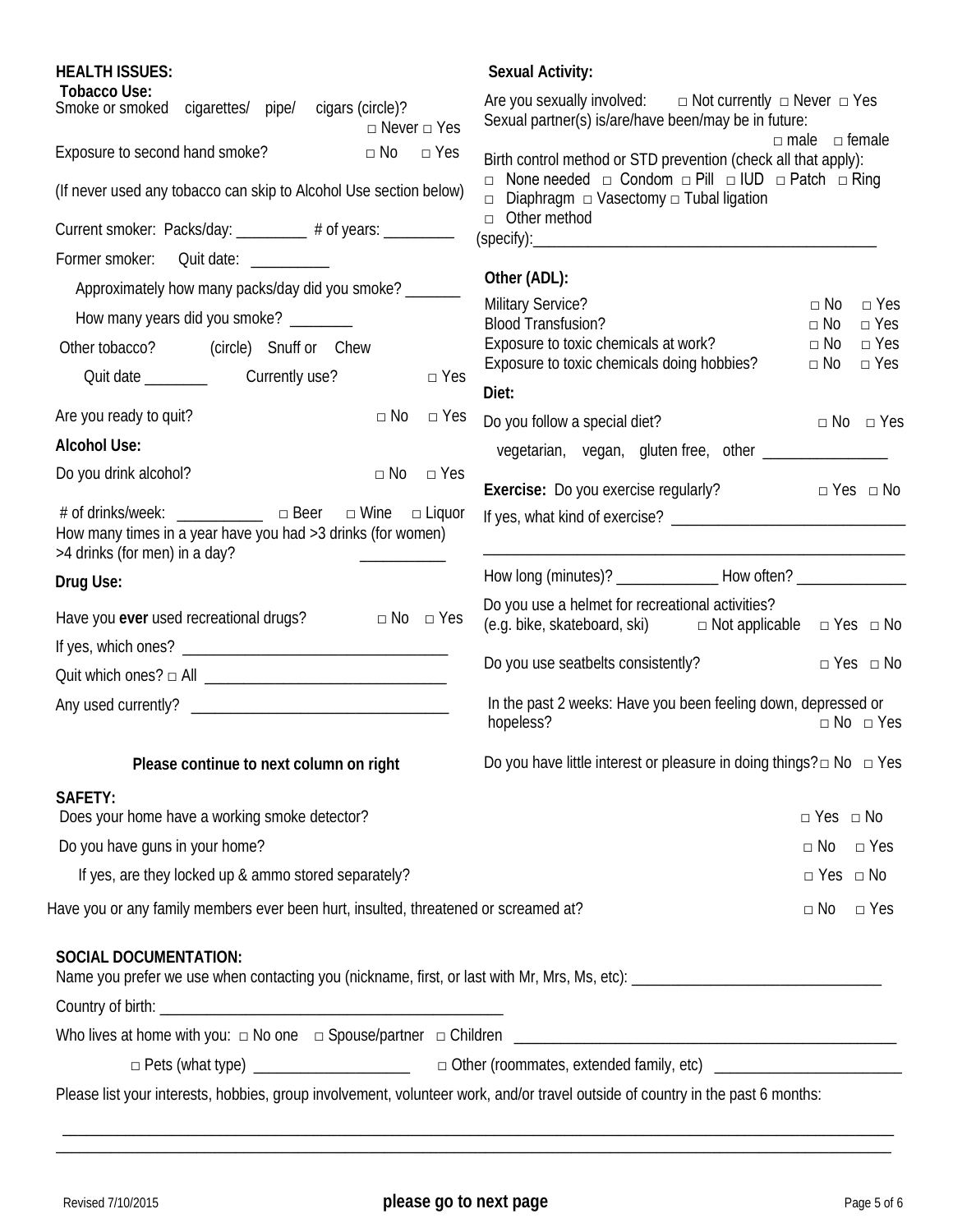**HEALTH ISSUES:**

**Tobacco Use:**

Smoke or smoked cigarettes/ pipe/ cigars (circle)? □ Never □ Yes

Exposure to second hand smoke? □ No □ Yes

(If never used any tobacco can skip to Alcohol Use section below)

Current smoker: Packs/day: _________ # of years: _________

Former smoker: Quit date: __________

Approximately how many packs/day did you smoke? _______

How many years did you smoke? ________

Other tobacco? (circle) Snuff or Chew

Quit date ________ Currently use? □ Yes

Are you ready to quit? □ No □ Yes

**Alcohol Use:**

Do you drink alcohol? □ No □ Yes

# of drinks/week: ___________ □ Beer □ Wine □ Liquor

How many times in a year have you had >3 drinks (for women) >4 drinks (for men) in a day? ___________

**Drug Use:**

Have you **ever** used recreational drugs? □ No □ Yes

If yes, which ones? ___________________________________

Quit which ones? □ All _________________________________

Any used currently? ___________________________________

**Please continue to next column on right**

**Sexual Activity:**

Are you sexually involved: □ Not currently □ Never □ Yes

Sexual partner(s) is/are/have been/may be in future: □ male □ female

Birth control method or STD prevention (check all that apply):

□ None needed □ Condom □ Pill □ IUD □ Patch □ Ring

□ Diaphragm □ Vasectomy □ Tubal ligation

□ Other method

(specify):_____________________________________________

**Other (ADL):**

Military Service? □ No □ Yes

Blood Transfusion? □ No □ Yes

Exposure to toxic chemicals at work? □ No □ Yes

Exposure to toxic chemicals doing hobbies? □ No □ Yes

**Diet:**

Do you follow a special diet? □ No □ Yes

vegetarian, vegan, gluten free, other ________________

**Exercise:** Do you exercise regularly? □ Yes □ No

If yes, what kind of exercise? ______________________________

_______________________________________________________

How long (minutes)? _____________ How often? ______________

Do you use a helmet for recreational activities? (e.g. bike, skateboard, ski) □ Not applicable □ Yes □ No

Do you use seatbelts consistently? □ Yes □ No

In the past 2 weeks: Have you been feeling down, depressed or hopeless? □ No □ Yes

Do you have little interest or pleasure in doing things? □ No □ Yes

**SAFETY:**

Does your home have a working smoke detector? □ Yes □ No

Do you have guns in your home? □ No □ Yes

If yes, are they locked up & ammo stored separately? □ Yes □ No

Have you or any family members ever been hurt, insulted, threatened or screamed at? □ No □ Yes

**SOCIAL DOCUMENTATION:**

Name you prefer we use when contacting you (nickname, first, or last with Mr, Mrs, Ms, etc): ________________________________

Country of birth: ____________________________________________

Who lives at home with you: □ No one □ Spouse/partner □ Children _________________________________________________

□ Pets (what type) ____________________ □ Other (roommates, extended family, etc) ________________________

Please list your interests, hobbies, group involvement, volunteer work, and/or travel outside of country in the past 6 months:

_____________________________________________________________________________________________________

_____________________________________________________________________________________________________

Revised 7/10/2015

**please go to next page**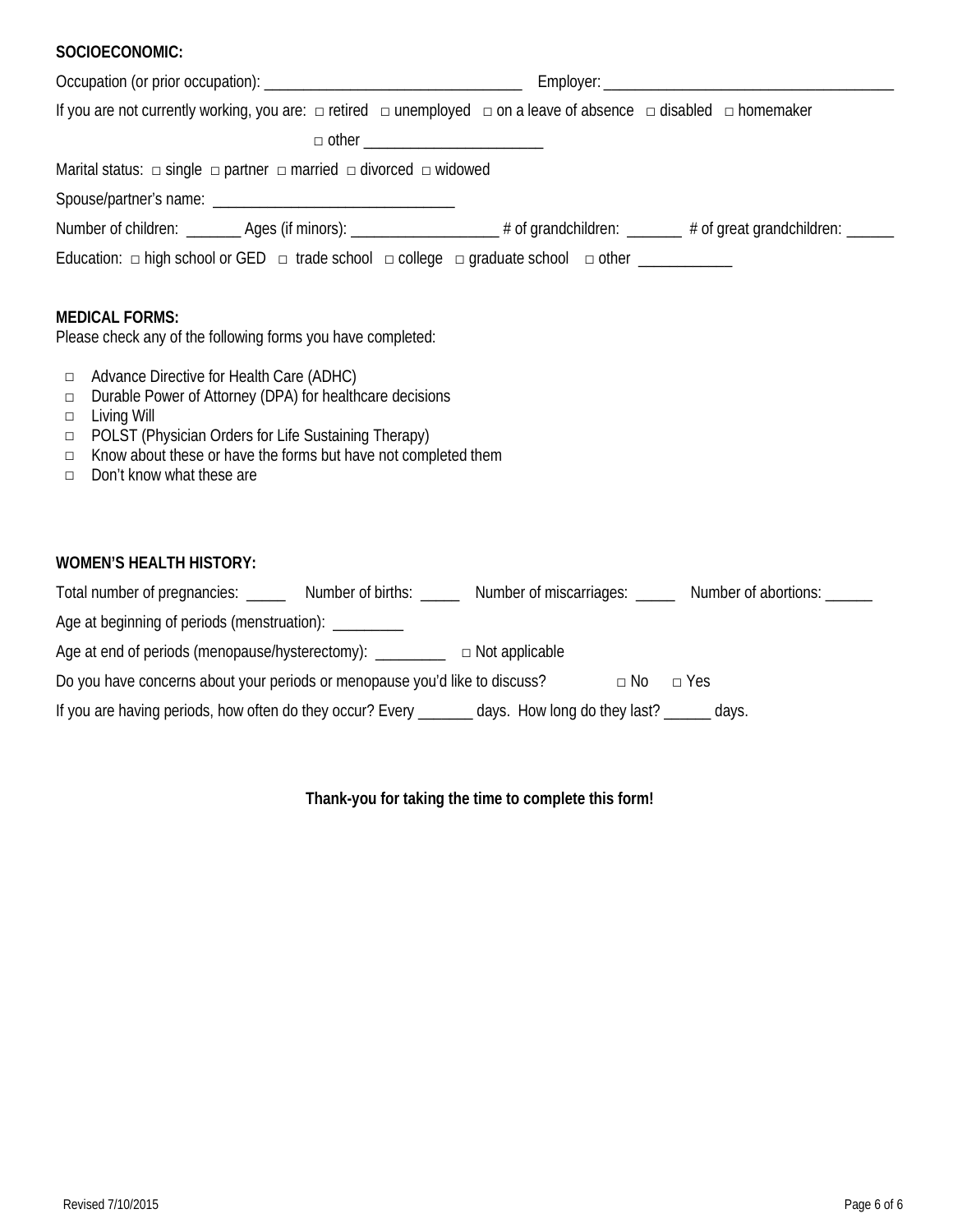**SOCIOECONOMIC:**

Occupation (or prior occupation): ________________________________ Employer: ____________________________________

If you are not currently working, you are: □ retired □ unemployed □ on a leave of absence □ disabled □ homemaker

□ other ______________________

Marital status: □ single □ partner □ married □ divorced □ widowed

Spouse/partner's name: ______________________________

Number of children: _______ Ages (if minors): ___________________ # of grandchildren: _______ # of great grandchildren: ______

Education: □ high school or GED □ trade school □ college □ graduate school □ other ___________

**MEDICAL FORMS:**

Please check any of the following forms you have completed:

- □ Advance Directive for Health Care (ADHC)
- □ Durable Power of Attorney (DPA) for healthcare decisions
- □ Living Will
- □ POLST (Physician Orders for Life Sustaining Therapy)
- □ Know about these or have the forms but have not completed them
- □ Don't know what these are

**WOMEN'S HEALTH HISTORY:**

Total number of pregnancies: _____ Number of births: _____ Number of miscarriages: _____ Number of abortions: ______

Age at beginning of periods (menstruation): _________

Age at end of periods (menopause/hysterectomy): _________ □ Not applicable

Do you have concerns about your periods or menopause you'd like to discuss? □ No □ Yes

If you are having periods, how often do they occur? Every _______ days. How long do they last? ______ days.

**Thank-you for taking the time to complete this form!**

Revised 7/10/2015